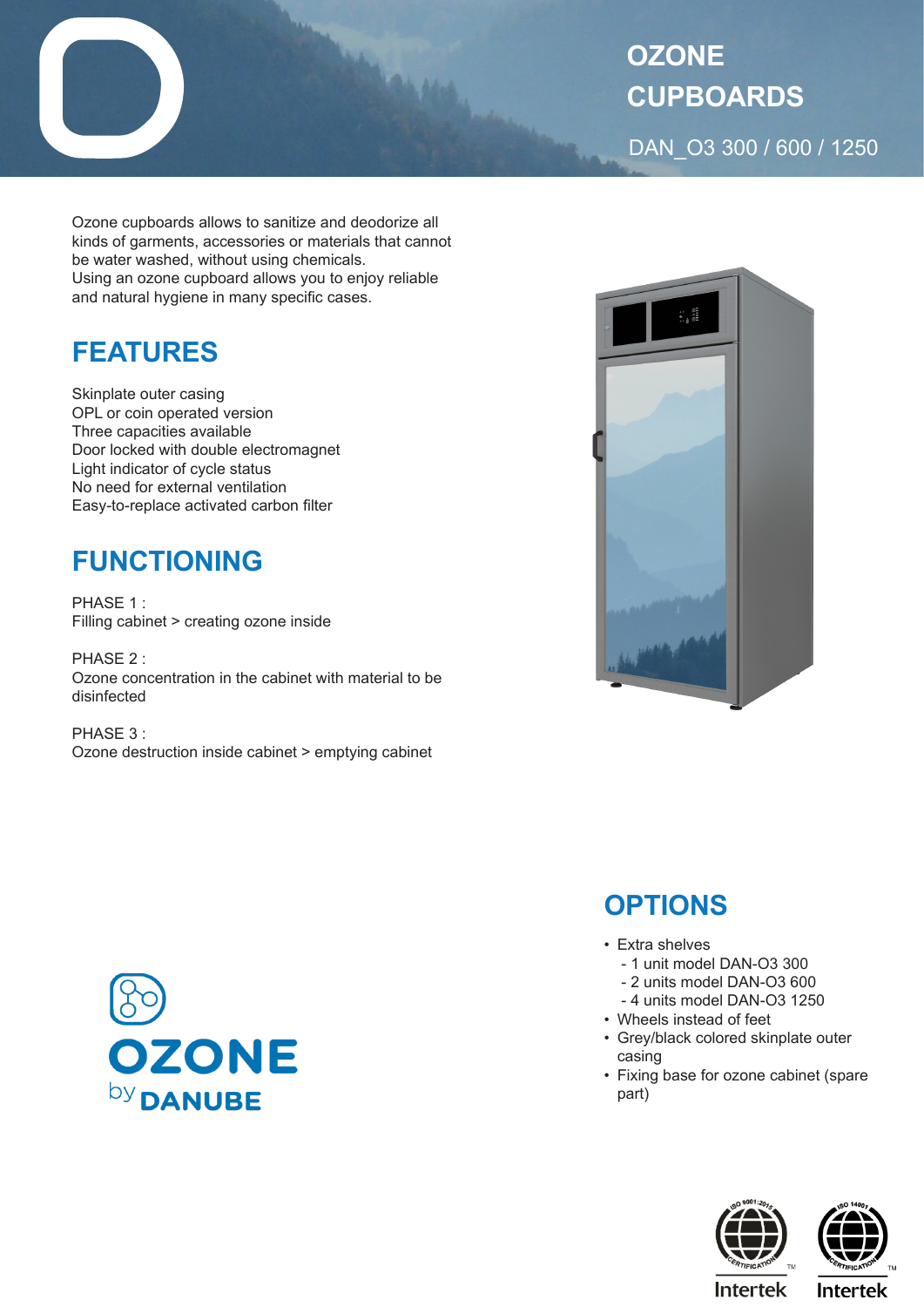# OZONE CUPBOARDS

DAN_O3 300 / 600 / 1250

Ozone cupboards allows to sanitize and deodorize all kinds of garments, accessories or materials that cannot be water washed, without using chemicals.
Using an ozone cupboard allows you to enjoy reliable and natural hygiene in many specific cases.

## FEATURES

Skinplate outer casing
OPL or coin operated version
Three capacities available
Door locked with double electromagnet
Light indicator of cycle status
No need for external ventilation
Easy-to-replace activated carbon filter

## FUNCTIONING

PHASE 1 :
Filling cabinet > creating ozone inside

PHASE 2 :
Ozone concentration in the cabinet with material to be disinfected

PHASE 3 :
Ozone destruction inside cabinet > emptying cabinet

OZONE by DANUBE

## OPTIONS

- Extra shelves
  - 1 unit model DAN-O3 300
  - 2 units model DAN-O3 600
  - 4 units model DAN-O3 1250
- Wheels instead of feet
- Grey/black colored skinplate outer casing
- Fixing base for ozone cabinet (spare part)

ISO 9001:2015 CERTIFICATION Intertek
ISO 14001 CERTIFICATION Intertek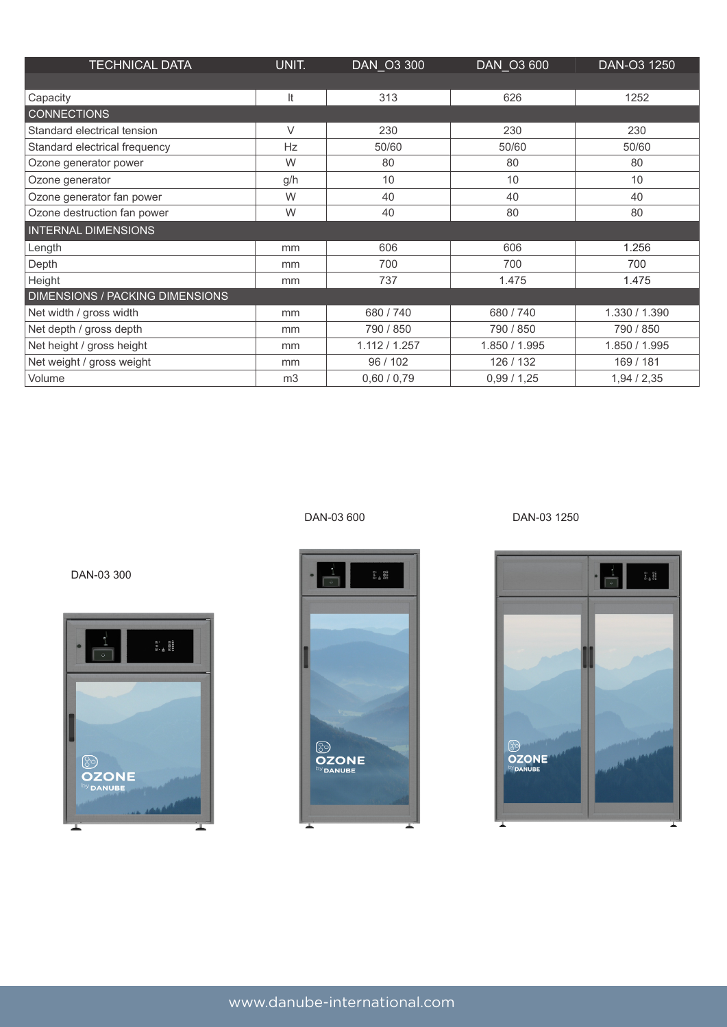| TECHNICAL DATA | UNIT. | DAN_O3 300 | DAN_O3 600 | DAN-O3 1250 |
|---|---|---|---|---|
| Capacity | lt | 313 | 626 | 1252 |
| CONNECTIONS | | | | |
| Standard electrical tension | V | 230 | 230 | 230 |
| Standard electrical frequency | Hz | 50/60 | 50/60 | 50/60 |
| Ozone generator power | W | 80 | 80 | 80 |
| Ozone generator | g/h | 10 | 10 | 10 |
| Ozone generator fan power | W | 40 | 40 | 40 |
| Ozone destruction fan power | W | 40 | 80 | 80 |
| INTERNAL DIMENSIONS | | | | |
| Length | mm | 606 | 606 | 1.256 |
| Depth | mm | 700 | 700 | 700 |
| Height | mm | 737 | 1.475 | 1.475 |
| DIMENSIONS / PACKING DIMENSIONS | | | | |
| Net width / gross width | mm | 680 / 740 | 680 / 740 | 1.330 / 1.390 |
| Net depth / gross depth | mm | 790 / 850 | 790 / 850 | 790 / 850 |
| Net height / gross height | mm | 1.112 / 1.257 | 1.850 / 1.995 | 1.850 / 1.995 |
| Net weight / gross weight | mm | 96 / 102 | 126 / 132 | 169 / 181 |
| Volume | m3 | 0,60 / 0,79 | 0,99 / 1,25 | 1,94 / 2,35 |

DAN-03 300

DAN-03 600

DAN-03 1250

www.danube-international.com